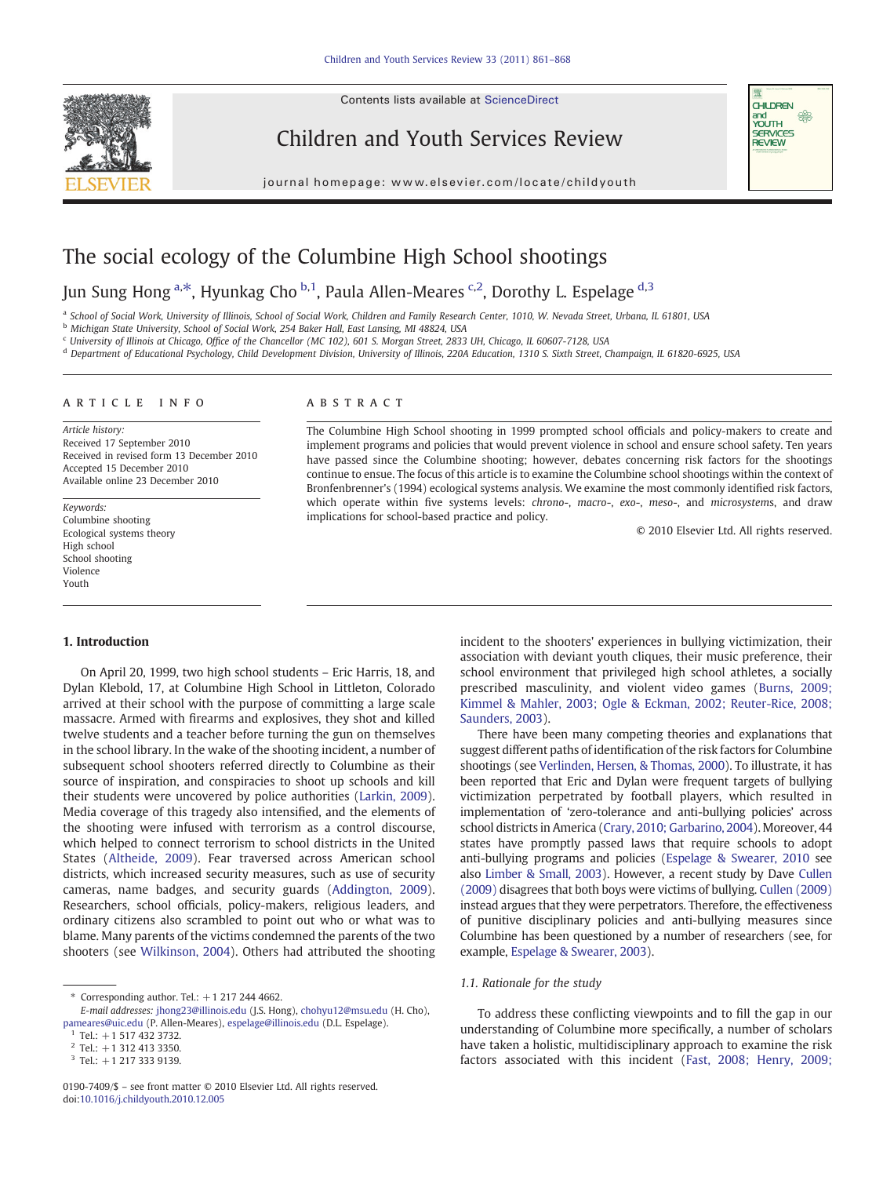# The social ecology of the Columbine High School shootings

Jun Sung Hong [a,*], Hyunkag Cho [b,1], Paula Allen-Meares [c,2], Dorothy L. Espelage [d,3]

[a] School of Social Work, University of Illinois, School of Social Work, Children and Family Research Center, 1010, W. Nevada Street, Urbana, IL 61801, USA

[b] Michigan State University, School of Social Work, 254 Baker Hall, East Lansing, MI 48824, USA

[c] University of Illinois at Chicago, Office of the Chancellor (MC 102), 601 S. Morgan Street, 2833 UH, Chicago, IL 60607-7128, USA

[d] Department of Educational Psychology, Child Development Division, University of Illinois, 220A Education, 1310 S. Sixth Street, Champaign, IL 61820-6925, USA

## ARTICLE INFO

*Article history:*
Received 17 September 2010
Received in revised form 13 December 2010
Accepted 15 December 2010
Available online 23 December 2010

*Keywords:*
Columbine shooting
Ecological systems theory
High school
School shooting
Violence
Youth

## ABSTRACT

The Columbine High School shooting in 1999 prompted school officials and policy-makers to create and implement programs and policies that would prevent violence in school and ensure school safety. Ten years have passed since the Columbine shooting; however, debates concerning risk factors for the shootings continue to ensue. The focus of this article is to examine the Columbine school shootings within the context of Bronfenbrenner's (1994) ecological systems analysis. We examine the most commonly identified risk factors, which operate within five systems levels: *chrono-*, *macro-*, *exo-*, *meso-*, and *microsystems*, and draw implications for school-based practice and policy.

© 2010 Elsevier Ltd. All rights reserved.

## 1. Introduction

On April 20, 1999, two high school students – Eric Harris, 18, and Dylan Klebold, 17, at Columbine High School in Littleton, Colorado arrived at their school with the purpose of committing a large scale massacre. Armed with firearms and explosives, they shot and killed twelve students and a teacher before turning the gun on themselves in the school library. In the wake of the shooting incident, a number of subsequent school shooters referred directly to Columbine as their source of inspiration, and conspiracies to shoot up schools and kill their students were uncovered by police authorities (Larkin, 2009). Media coverage of this tragedy also intensified, and the elements of the shooting were infused with terrorism as a control discourse, which helped to connect terrorism to school districts in the United States (Altheide, 2009). Fear traversed across American school districts, which increased security measures, such as use of security cameras, name badges, and security guards (Addington, 2009). Researchers, school officials, policy-makers, religious leaders, and ordinary citizens also scrambled to point out who or what was to blame. Many parents of the victims condemned the parents of the two shooters (see Wilkinson, 2004). Others had attributed the shooting incident to the shooters' experiences in bullying victimization, their association with deviant youth cliques, their music preference, their school environment that privileged high school athletes, a socially prescribed masculinity, and violent video games (Burns, 2009; Kimmel & Mahler, 2003; Ogle & Eckman, 2002; Reuter-Rice, 2008; Saunders, 2003).

There have been many competing theories and explanations that suggest different paths of identification of the risk factors for Columbine shootings (see Verlinden, Hersen, & Thomas, 2000). To illustrate, it has been reported that Eric and Dylan were frequent targets of bullying victimization perpetrated by football players, which resulted in implementation of 'zero-tolerance and anti-bullying policies' across school districts in America (Crary, 2010; Garbarino, 2004). Moreover, 44 states have promptly passed laws that require schools to adopt anti-bullying programs and policies (Espelage & Swearer, 2010 see also Limber & Small, 2003). However, a recent study by Dave Cullen (2009) disagrees that both boys were victims of bullying. Cullen (2009) instead argues that they were perpetrators. Therefore, the effectiveness of punitive disciplinary policies and anti-bullying measures since Columbine has been questioned by a number of researchers (see, for example, Espelage & Swearer, 2003).

### 1.1. Rationale for the study

To address these conflicting viewpoints and to fill the gap in our understanding of Columbine more specifically, a number of scholars have taken a holistic, multidisciplinary approach to examine the risk factors associated with this incident (Fast, 2008; Henry, 2009;

---

\* Corresponding author. Tel.: +1 217 244 4662.
*E-mail addresses:* jhong23@illinois.edu (J.S. Hong), chohyu12@msu.edu (H. Cho), pameares@uic.edu (P. Allen-Meares), espelage@illinois.edu (D.L. Espelage).
[1] Tel.: +1 517 432 3732.
[2] Tel.: +1 312 413 3350.
[3] Tel.: +1 217 333 9139.

0190-7409/$ – see front matter © 2010 Elsevier Ltd. All rights reserved.
doi:10.1016/j.childyouth.2010.12.005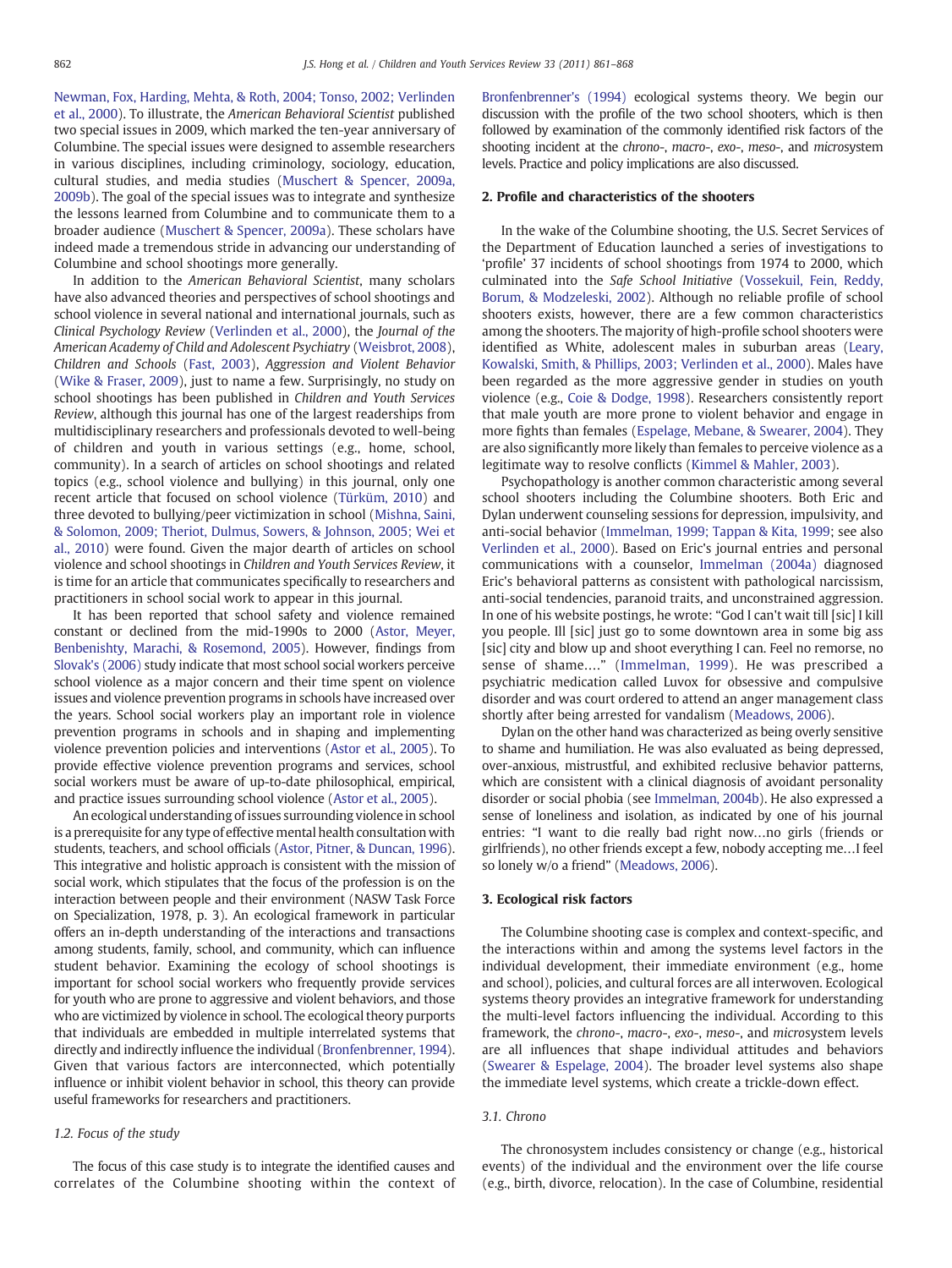Newman, Fox, Harding, Mehta, & Roth, 2004; Tonso, 2002; Verlinden et al., 2000). To illustrate, the *American Behavioral Scientist* published two special issues in 2009, which marked the ten-year anniversary of Columbine. The special issues were designed to assemble researchers in various disciplines, including criminology, sociology, education, cultural studies, and media studies (Muschert & Spencer, 2009a, 2009b). The goal of the special issues was to integrate and synthesize the lessons learned from Columbine and to communicate them to a broader audience (Muschert & Spencer, 2009a). These scholars have indeed made a tremendous stride in advancing our understanding of Columbine and school shootings more generally.

In addition to the *American Behavioral Scientist*, many scholars have also advanced theories and perspectives of school shootings and school violence in several national and international journals, such as *Clinical Psychology Review* (Verlinden et al., 2000), the *Journal of the American Academy of Child and Adolescent Psychiatry* (Weisbrot, 2008), *Children and Schools* (Fast, 2003), *Aggression and Violent Behavior* (Wike & Fraser, 2009), just to name a few. Surprisingly, no study on school shootings has been published in *Children and Youth Services Review*, although this journal has one of the largest readerships from multidisciplinary researchers and professionals devoted to well-being of children and youth in various settings (e.g., home, school, community). In a search of articles on school shootings and related topics (e.g., school violence and bullying) in this journal, only one recent article that focused on school violence (Türküm, 2010) and three devoted to bullying/peer victimization in school (Mishna, Saini, & Solomon, 2009; Theriot, Dulmus, Sowers, & Johnson, 2005; Wei et al., 2010) were found. Given the major dearth of articles on school violence and school shootings in *Children and Youth Services Review*, it is time for an article that communicates specifically to researchers and practitioners in school social work to appear in this journal.

It has been reported that school safety and violence remained constant or declined from the mid-1990s to 2000 (Astor, Meyer, Benbenishty, Marachi, & Rosemond, 2005). However, findings from Slovak's (2006) study indicate that most school social workers perceive school violence as a major concern and their time spent on violence issues and violence prevention programs in schools have increased over the years. School social workers play an important role in violence prevention programs in schools and in shaping and implementing violence prevention policies and interventions (Astor et al., 2005). To provide effective violence prevention programs and services, school social workers must be aware of up-to-date philosophical, empirical, and practice issues surrounding school violence (Astor et al., 2005).

An ecological understanding of issues surrounding violence in school is a prerequisite for any type of effective mental health consultation with students, teachers, and school officials (Astor, Pitner, & Duncan, 1996). This integrative and holistic approach is consistent with the mission of social work, which stipulates that the focus of the profession is on the interaction between people and their environment (NASW Task Force on Specialization, 1978, p. 3). An ecological framework in particular offers an in-depth understanding of the interactions and transactions among students, family, school, and community, which can influence student behavior. Examining the ecology of school shootings is important for school social workers who frequently provide services for youth who are prone to aggressive and violent behaviors, and those who are victimized by violence in school. The ecological theory purports that individuals are embedded in multiple interrelated systems that directly and indirectly influence the individual (Bronfenbrenner, 1994). Given that various factors are interconnected, which potentially influence or inhibit violent behavior in school, this theory can provide useful frameworks for researchers and practitioners.

### 1.2. Focus of the study

The focus of this case study is to integrate the identified causes and correlates of the Columbine shooting within the context of Bronfenbrenner's (1994) ecological systems theory. We begin our discussion with the profile of the two school shooters, which is then followed by examination of the commonly identified risk factors of the shooting incident at the *chrono-*, *macro-*, *exo-*, *meso-*, and *micro*system levels. Practice and policy implications are also discussed.

## 2. Profile and characteristics of the shooters

In the wake of the Columbine shooting, the U.S. Secret Services of the Department of Education launched a series of investigations to 'profile' 37 incidents of school shootings from 1974 to 2000, which culminated into the *Safe School Initiative* (Vossekuil, Fein, Reddy, Borum, & Modzeleski, 2002). Although no reliable profile of school shooters exists, however, there are a few common characteristics among the shooters. The majority of high-profile school shooters were identified as White, adolescent males in suburban areas (Leary, Kowalski, Smith, & Phillips, 2003; Verlinden et al., 2000). Males have been regarded as the more aggressive gender in studies on youth violence (e.g., Coie & Dodge, 1998). Researchers consistently report that male youth are more prone to violent behavior and engage in more fights than females (Espelage, Mebane, & Swearer, 2004). They are also significantly more likely than females to perceive violence as a legitimate way to resolve conflicts (Kimmel & Mahler, 2003).

Psychopathology is another common characteristic among several school shooters including the Columbine shooters. Both Eric and Dylan underwent counseling sessions for depression, impulsivity, and anti-social behavior (Immelman, 1999; Tappan & Kita, 1999; see also Verlinden et al., 2000). Based on Eric's journal entries and personal communications with a counselor, Immelman (2004a) diagnosed Eric's behavioral patterns as consistent with pathological narcissism, anti-social tendencies, paranoid traits, and unconstrained aggression. In one of his website postings, he wrote: "God I can't wait till [sic] I kill you people. Ill [sic] just go to some downtown area in some big ass [sic] city and blow up and shoot everything I can. Feel no remorse, no sense of shame…." (Immelman, 1999). He was prescribed a psychiatric medication called Luvox for obsessive and compulsive disorder and was court ordered to attend an anger management class shortly after being arrested for vandalism (Meadows, 2006).

Dylan on the other hand was characterized as being overly sensitive to shame and humiliation. He was also evaluated as being depressed, over-anxious, mistrustful, and exhibited reclusive behavior patterns, which are consistent with a clinical diagnosis of avoidant personality disorder or social phobia (see Immelman, 2004b). He also expressed a sense of loneliness and isolation, as indicated by one of his journal entries: "I want to die really bad right now…no girls (friends or girlfriends), no other friends except a few, nobody accepting me…I feel so lonely w/o a friend" (Meadows, 2006).

## 3. Ecological risk factors

The Columbine shooting case is complex and context-specific, and the interactions within and among the systems level factors in the individual development, their immediate environment (e.g., home and school), policies, and cultural forces are all interwoven. Ecological systems theory provides an integrative framework for understanding the multi-level factors influencing the individual. According to this framework, the *chrono-*, *macro-*, *exo-*, *meso-*, and *micro*system levels are all influences that shape individual attitudes and behaviors (Swearer & Espelage, 2004). The broader level systems also shape the immediate level systems, which create a trickle-down effect.

### 3.1. Chrono

The chronosystem includes consistency or change (e.g., historical events) of the individual and the environment over the life course (e.g., birth, divorce, relocation). In the case of Columbine, residential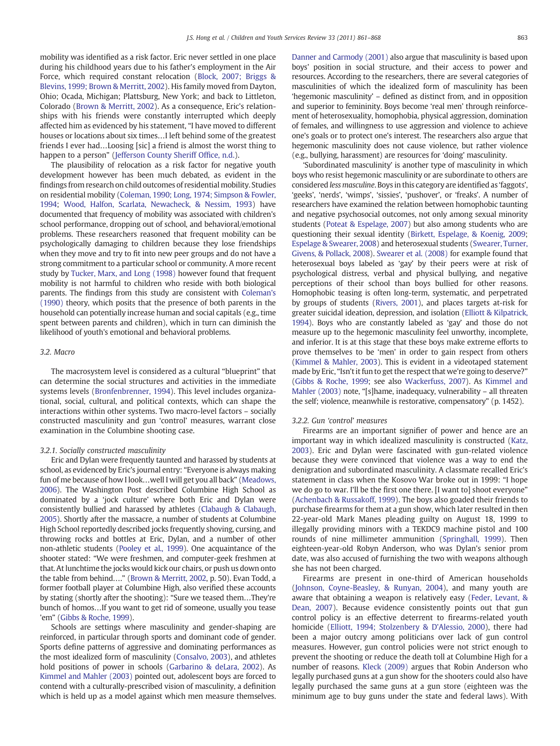mobility was identified as a risk factor. Eric never settled in one place during his childhood years due to his father's employment in the Air Force, which required constant relocation (Block, 2007; Briggs & Blevins, 1999; Brown & Merritt, 2002). His family moved from Dayton, Ohio; Ocada, Michigan; Plattsburg, New York; and back to Littleton, Colorado (Brown & Merritt, 2002). As a consequence, Eric's relationships with his friends were constantly interrupted which deeply affected him as evidenced by his statement, "I have moved to different houses or locations about six times…I left behind some of the greatest friends I ever had…Loosing [sic] a friend is almost the worst thing to happen to a person" (Jefferson County Sheriff Office, n.d.).

The plausibility of relocation as a risk factor for negative youth development however has been much debated, as evident in the findings from research on child outcomes of residential mobility. Studies on residential mobility (Coleman, 1990; Long, 1974; Simpson & Fowler, 1994; Wood, Halfon, Scarlata, Newacheck, & Nessim, 1993) have documented that frequency of mobility was associated with children's school performance, dropping out of school, and behavioral/emotional problems. These researchers reasoned that frequent mobility can be psychologically damaging to children because they lose friendships when they move and try to fit into new peer groups and do not have a strong commitment to a particular school or community. A more recent study by Tucker, Marx, and Long (1998) however found that frequent mobility is not harmful to children who reside with both biological parents. The findings from this study are consistent with Coleman's (1990) theory, which posits that the presence of both parents in the household can potentially increase human and social capitals (e.g., time spent between parents and children), which in turn can diminish the likelihood of youth's emotional and behavioral problems.

### 3.2. Macro

The macrosystem level is considered as a cultural "blueprint" that can determine the social structures and activities in the immediate systems levels (Bronfenbrenner, 1994). This level includes organizational, social, cultural, and political contexts, which can shape the interactions within other systems. Two macro-level factors – socially constructed masculinity and gun 'control' measures, warrant close examination in the Columbine shooting case.

#### 3.2.1. Socially constructed masculinity

Eric and Dylan were frequently taunted and harassed by students at school, as evidenced by Eric's journal entry: "Everyone is always making fun of me because of how I look…well I will get you all back" (Meadows, 2006). The Washington Post described Columbine High School as dominated by a 'jock culture' where both Eric and Dylan were consistently bullied and harassed by athletes (Clabaugh & Clabaugh, 2005). Shortly after the massacre, a number of students at Columbine High School reportedly described jocks frequently shoving, cursing, and throwing rocks and bottles at Eric, Dylan, and a number of other non-athletic students (Pooley et al., 1999). One acquaintance of the shooter stated: "We were freshmen, and computer-geek freshmen at that. At lunchtime the jocks would kick our chairs, or push us down onto the table from behind…." (Brown & Merritt, 2002, p. 50). Evan Todd, a former football player at Columbine High, also verified these accounts by stating (shortly after the shooting): "Sure we teased them…They're bunch of homos…If you want to get rid of someone, usually you tease 'em" (Gibbs & Roche, 1999).

Schools are settings where masculinity and gender-shaping are reinforced, in particular through sports and dominant code of gender. Sports define patterns of aggressive and dominating performances as the most idealized form of masculinity (Consalvo, 2003), and athletes hold positions of power in schools (Garbarino & deLara, 2002). As Kimmel and Mahler (2003) pointed out, adolescent boys are forced to contend with a culturally-prescribed vision of masculinity, a definition which is held up as a model against which men measure themselves. Danner and Carmody (2001) also argue that masculinity is based upon boys' position in social structure, and their access to power and resources. According to the researchers, there are several categories of masculinities of which the idealized form of masculinity has been 'hegemonic masculinity' – defined as distinct from, and in opposition and superior to femininity. Boys become 'real men' through reinforcement of heterosexuality, homophobia, physical aggression, domination of females, and willingness to use aggression and violence to achieve one's goals or to protect one's interest. The researchers also argue that hegemonic masculinity does not cause violence, but rather violence (e.g., bullying, harassment) are resources for 'doing' masculinity.

'Subordinated masculinity' is another type of masculinity in which boys who resist hegemonic masculinity or are subordinate to others are considered *less masculine*. Boys in this category are identified as 'faggots', 'geeks', 'nerds', 'wimps', 'sissies', 'pushover', or 'freaks'. A number of researchers have examined the relation between homophobic taunting and negative psychosocial outcomes, not only among sexual minority students (Poteat & Espelage, 2007) but also among students who are questioning their sexual identity (Birkett, Espelage, & Koenig, 2009; Espelage & Swearer, 2008) and heterosexual students (Swearer, Turner, Givens, & Pollack, 2008). Swearer et al. (2008) for example found that heterosexual boys labeled as 'gay' by their peers were at risk of psychological distress, verbal and physical bullying, and negative perceptions of their school than boys bullied for other reasons. Homophobic teasing is often long-term, systematic, and perpetrated by groups of students (Rivers, 2001), and places targets at-risk for greater suicidal ideation, depression, and isolation (Elliott & Kilpatrick, 1994). Boys who are constantly labeled as 'gay' and those do not measure up to the hegemonic masculinity feel unworthy, incomplete, and inferior. It is at this stage that these boys make extreme efforts to prove themselves to be 'men' in order to gain respect from others (Kimmel & Mahler, 2003). This is evident in a videotaped statement made by Eric, "Isn't it fun to get the respect that we're going to deserve?" (Gibbs & Roche, 1999; see also Wackerfuss, 2007). As Kimmel and Mahler (2003) note, "[s]hame, inadequacy, vulnerability – all threaten the self; violence, meanwhile is restorative, compensatory" (p. 1452).

#### 3.2.2. Gun 'control' measures

Firearms are an important signifier of power and hence are an important way in which idealized masculinity is constructed (Katz, 2003). Eric and Dylan were fascinated with gun-related violence because they were convinced that violence was a way to end the denigration and subordinated masculinity. A classmate recalled Eric's statement in class when the Kosovo War broke out in 1999: "I hope we do go to war. I'll be the first one there. [I want to] shoot everyone" (Achenbach & Russakoff, 1999). The boys also goaded their friends to purchase firearms for them at a gun show, which later resulted in then 22-year-old Mark Manes pleading guilty on August 18, 1999 to illegally providing minors with a TEKDC9 machine pistol and 100 rounds of nine millimeter ammunition (Springhall, 1999). Then eighteen-year-old Robyn Anderson, who was Dylan's senior prom date, was also accused of furnishing the two with weapons although she has not been charged.

Firearms are present in one-third of American households (Johnson, Coyne-Beasley, & Runyan, 2004), and many youth are aware that obtaining a weapon is relatively easy (Feder, Levant, & Dean, 2007). Because evidence consistently points out that gun control policy is an effective deterrent to firearms-related youth homicide (Elliott, 1994; Stolzenbery & D'Alessio, 2000), there had been a major outcry among politicians over lack of gun control measures. However, gun control policies were not strict enough to prevent the shooting or reduce the death toll at Columbine High for a number of reasons. Kleck (2009) argues that Robin Anderson who legally purchased guns at a gun show for the shooters could also have legally purchased the same guns at a gun store (eighteen was the minimum age to buy guns under the state and federal laws). With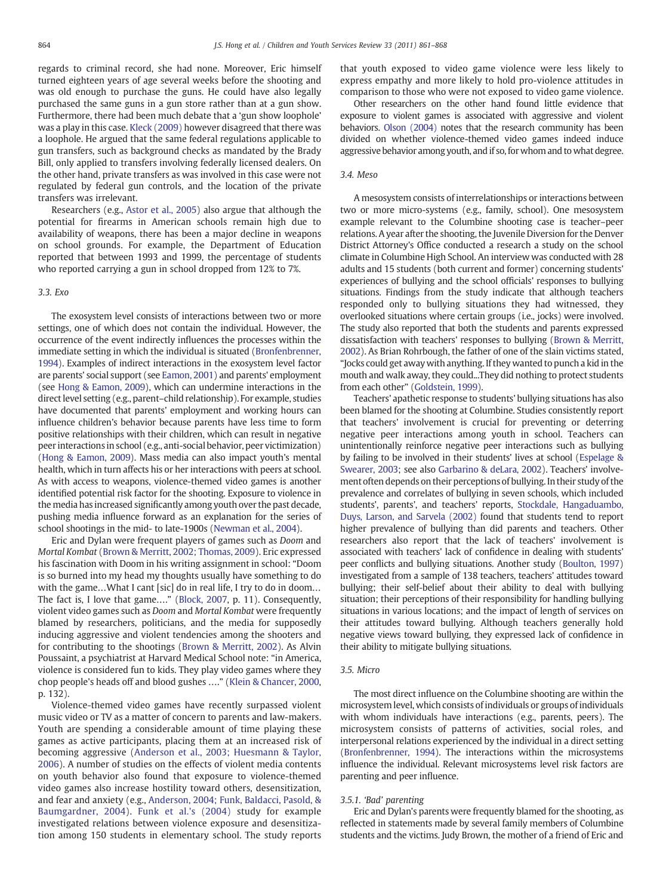regards to criminal record, she had none. Moreover, Eric himself turned eighteen years of age several weeks before the shooting and was old enough to purchase the guns. He could have also legally purchased the same guns in a gun store rather than at a gun show. Furthermore, there had been much debate that a 'gun show loophole' was a play in this case. Kleck (2009) however disagreed that there was a loophole. He argued that the same federal regulations applicable to gun transfers, such as background checks as mandated by the Brady Bill, only applied to transfers involving federally licensed dealers. On the other hand, private transfers as was involved in this case were not regulated by federal gun controls, and the location of the private transfers was irrelevant.

Researchers (e.g., Astor et al., 2005) also argue that although the potential for firearms in American schools remain high due to availability of weapons, there has been a major decline in weapons on school grounds. For example, the Department of Education reported that between 1993 and 1999, the percentage of students who reported carrying a gun in school dropped from 12% to 7%.

### 3.3. Exo

The exosystem level consists of interactions between two or more settings, one of which does not contain the individual. However, the occurrence of the event indirectly influences the processes within the immediate setting in which the individual is situated (Bronfenbrenner, 1994). Examples of indirect interactions in the exosystem level factor are parents' social support (see Eamon, 2001) and parents' employment (see Hong & Eamon, 2009), which can undermine interactions in the direct level setting (e.g., parent–child relationship). For example, studies have documented that parents' employment and working hours can influence children's behavior because parents have less time to form positive relationships with their children, which can result in negative peer interactions in school (e.g., anti-social behavior, peer victimization) (Hong & Eamon, 2009). Mass media can also impact youth's mental health, which in turn affects his or her interactions with peers at school. As with access to weapons, violence-themed video games is another identified potential risk factor for the shooting. Exposure to violence in the media has increased significantly among youth over the past decade, pushing media influence forward as an explanation for the series of school shootings in the mid- to late-1900s (Newman et al., 2004).

Eric and Dylan were frequent players of games such as *Doom* and *Mortal Kombat* (Brown & Merritt, 2002; Thomas, 2009). Eric expressed his fascination with Doom in his writing assignment in school: "Doom is so burned into my head my thoughts usually have something to do with the game…What I cant [sic] do in real life, I try to do in doom… The fact is, I love that game…." (Block, 2007, p. 11). Consequently, violent video games such as *Doom* and *Mortal Kombat* were frequently blamed by researchers, politicians, and the media for supposedly inducing aggressive and violent tendencies among the shooters and for contributing to the shootings (Brown & Merritt, 2002). As Alvin Poussaint, a psychiatrist at Harvard Medical School note: "in America, violence is considered fun to kids. They play video games where they chop people's heads off and blood gushes …." (Klein & Chancer, 2000, p. 132).

Violence-themed video games have recently surpassed violent music video or TV as a matter of concern to parents and law-makers. Youth are spending a considerable amount of time playing these games as active participants, placing them at an increased risk of becoming aggressive (Anderson et al., 2003; Huesmann & Taylor, 2006). A number of studies on the effects of violent media contents on youth behavior also found that exposure to violence-themed video games also increase hostility toward others, desensitization, and fear and anxiety (e.g., Anderson, 2004; Funk, Baldacci, Pasold, & Baumgardner, 2004). Funk et al.'s (2004) study for example investigated relations between violence exposure and desensitization among 150 students in elementary school. The study reports that youth exposed to video game violence were less likely to express empathy and more likely to hold pro-violence attitudes in comparison to those who were not exposed to video game violence.

Other researchers on the other hand found little evidence that exposure to violent games is associated with aggressive and violent behaviors. Olson (2004) notes that the research community has been divided on whether violence-themed video games indeed induce aggressive behavior among youth, and if so, for whom and to what degree.

### 3.4. Meso

A mesosystem consists of interrelationships or interactions between two or more micro-systems (e.g., family, school). One mesosystem example relevant to the Columbine shooting case is teacher–peer relations. A year after the shooting, the Juvenile Diversion for the Denver District Attorney's Office conducted a research a study on the school climate in Columbine High School. An interview was conducted with 28 adults and 15 students (both current and former) concerning students' experiences of bullying and the school officials' responses to bullying situations. Findings from the study indicate that although teachers responded only to bullying situations they had witnessed, they overlooked situations where certain groups (i.e., jocks) were involved. The study also reported that both the students and parents expressed dissatisfaction with teachers' responses to bullying (Brown & Merritt, 2002). As Brian Rohrbough, the father of one of the slain victims stated, "Jocks could get away with anything. If they wanted to punch a kid in the mouth and walk away, they could...They did nothing to protect students from each other" (Goldstein, 1999).

Teachers' apathetic response to students' bullying situations has also been blamed for the shooting at Columbine. Studies consistently report that teachers' involvement is crucial for preventing or deterring negative peer interactions among youth in school. Teachers can unintentionally reinforce negative peer interactions such as bullying by failing to be involved in their students' lives at school (Espelage & Swearer, 2003; see also Garbarino & deLara, 2002). Teachers' involvement often depends on their perceptions of bullying. In their study of the prevalence and correlates of bullying in seven schools, which included students', parents', and teachers' reports, Stockdale, Hangaduambo, Duys, Larson, and Sarvela (2002) found that students tend to report higher prevalence of bullying than did parents and teachers. Other researchers also report that the lack of teachers' involvement is associated with teachers' lack of confidence in dealing with students' peer conflicts and bullying situations. Another study (Boulton, 1997) investigated from a sample of 138 teachers, teachers' attitudes toward bullying; their self-belief about their ability to deal with bullying situation; their perceptions of their responsibility for handling bullying situations in various locations; and the impact of length of services on their attitudes toward bullying. Although teachers generally hold negative views toward bullying, they expressed lack of confidence in their ability to mitigate bullying situations.

### 3.5. Micro

The most direct influence on the Columbine shooting case are within the microsystem level, which consists of individuals or groups of individuals with whom individuals have interactions (e.g., parents, peers). The microsystem consists of patterns of activities, social roles, and interpersonal relations experienced by the individual in a direct setting (Bronfenbrenner, 1994). The interactions within the microsystems influence the individual. Relevant microsystems level risk factors are parenting and peer influence.

#### 3.5.1. 'Bad' parenting

Eric and Dylan's parents were frequently blamed for the shooting, as reflected in statements made by several family members of Columbine students and the victims. Judy Brown, the mother of a friend of Eric and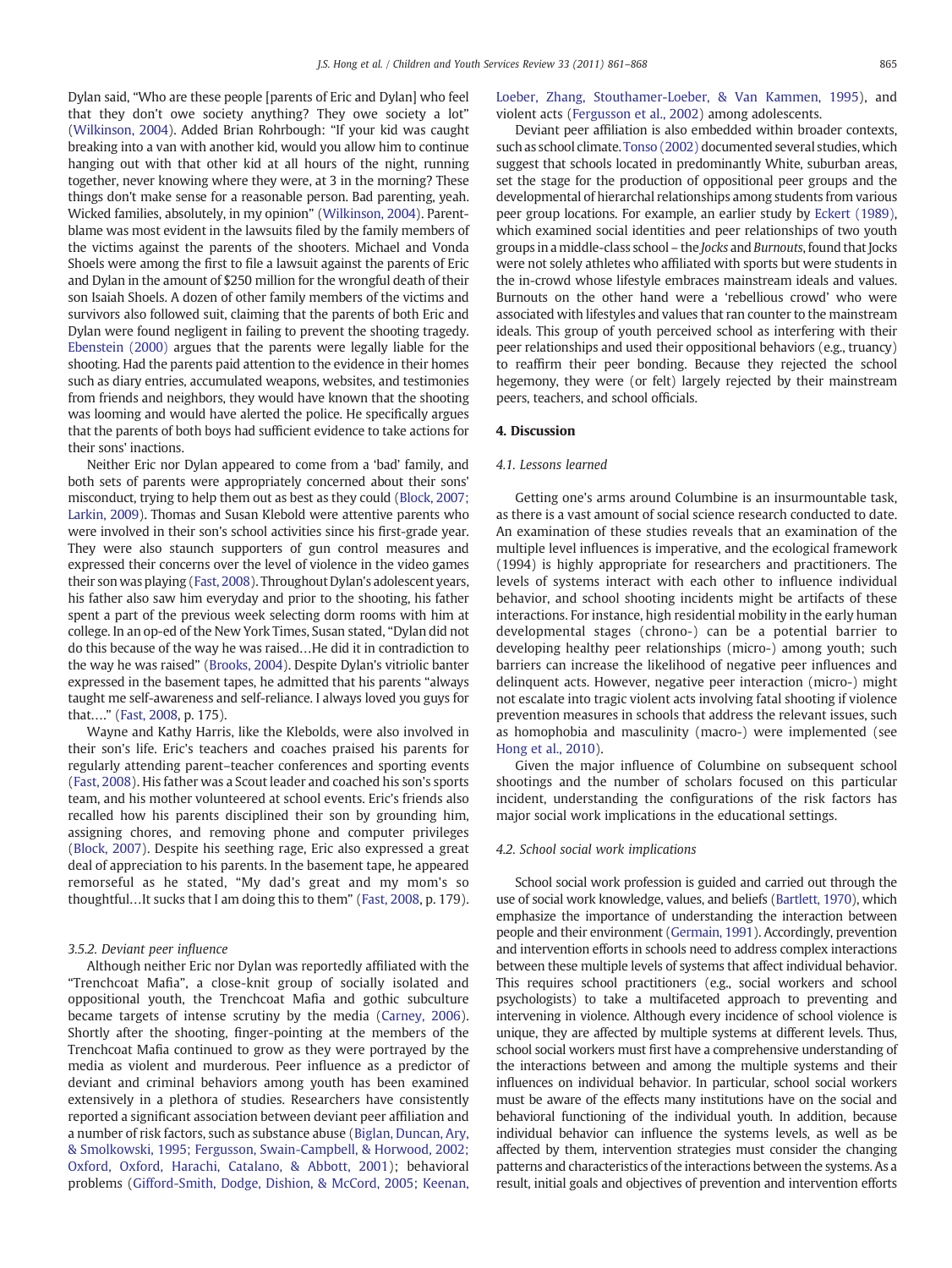Dylan said, "Who are these people [parents of Eric and Dylan] who feel that they don't owe society anything? They owe society a lot" (Wilkinson, 2004). Added Brian Rohrbough: "If your kid was caught breaking into a van with another kid, would you allow him to continue hanging out with that other kid at all hours of the night, running together, never knowing where they were, at 3 in the morning? These things don't make sense for a reasonable person. Bad parenting, yeah. Wicked families, absolutely, in my opinion" (Wilkinson, 2004). Parent-blame was most evident in the lawsuits filed by the family members of the victims against the parents of the shooters. Michael and Vonda Shoels were among the first to file a lawsuit against the parents of Eric and Dylan in the amount of $250 million for the wrongful death of their son Isaiah Shoels. A dozen of other family members of the victims and survivors also followed suit, claiming that the parents of both Eric and Dylan were found negligent in failing to prevent the shooting tragedy. Ebenstein (2000) argues that the parents were legally liable for the shooting. Had the parents paid attention to the evidence in their homes such as diary entries, accumulated weapons, websites, and testimonies from friends and neighbors, they would have known that the shooting was looming and would have alerted the police. He specifically argues that the parents of both boys had sufficient evidence to take actions for their sons' inactions.

Neither Eric nor Dylan appeared to come from a 'bad' family, and both sets of parents were appropriately concerned about their sons' misconduct, trying to help them out as best as they could (Block, 2007; Larkin, 2009). Thomas and Susan Klebold were attentive parents who were involved in their son's school activities since his first-grade year. They were also staunch supporters of gun control measures and expressed their concerns over the level of violence in the video games their son was playing (Fast, 2008). Throughout Dylan's adolescent years, his father also saw him everyday and prior to the shooting, his father spent a part of the previous week selecting dorm rooms with him at college. In an op-ed of the New York Times, Susan stated, "Dylan did not do this because of the way he was raised…He did it in contradiction to the way he was raised" (Brooks, 2004). Despite Dylan's vitriolic banter expressed in the basement tapes, he admitted that his parents "always taught me self-awareness and self-reliance. I always loved you guys for that…." (Fast, 2008, p. 175).

Wayne and Kathy Harris, like the Klebolds, were also involved in their son's life. Eric's teachers and coaches praised his parents for regularly attending parent–teacher conferences and sporting events (Fast, 2008). His father was a Scout leader and coached his son's sports team, and his mother volunteered at school events. Eric's friends also recalled how his parents disciplined their son by grounding him, assigning chores, and removing phone and computer privileges (Block, 2007). Despite his seething rage, Eric also expressed a great deal of appreciation to his parents. In the basement tape, he appeared remorseful as he stated, "My dad's great and my mom's so thoughtful…It sucks that I am doing this to them" (Fast, 2008, p. 179).

#### 3.5.2. Deviant peer influence

Although neither Eric nor Dylan was reportedly affiliated with the "Trenchcoat Mafia", a close-knit group of socially isolated and oppositional youth, the Trenchcoat Mafia and gothic subculture became targets of intense scrutiny by the media (Carney, 2006). Shortly after the shooting, finger-pointing at the members of the Trenchcoat Mafia continued to grow as they were portrayed by the media as violent and murderous. Peer influence as a predictor of deviant and criminal behaviors among youth has been examined extensively in a plethora of studies. Researchers have consistently reported a significant association between deviant peer affiliation and a number of risk factors, such as substance abuse (Biglan, Duncan, Ary, & Smolkowski, 1995; Fergusson, Swain-Campbell, & Horwood, 2002; Oxford, Oxford, Harachi, Catalano, & Abbott, 2001); behavioral problems (Gifford-Smith, Dodge, Dishion, & McCord, 2005; Keenan, Loeber, Zhang, Stouthamer-Loeber, & Van Kammen, 1995), and violent acts (Fergusson et al., 2002) among adolescents.

Deviant peer affiliation is also embedded within broader contexts, such as school climate. Tonso (2002) documented several studies, which suggest that schools located in predominantly White, suburban areas, set the stage for the production of oppositional peer groups and the developmental of hierarchical relationships among students from various peer group locations. For example, an earlier study by Eckert (1989), which examined social identities and peer relationships of two youth groups in a middle-class school – the *Jocks* and *Burnouts*, found that Jocks were not solely athletes who affiliated with sports but were students in the in-crowd whose lifestyle embraces mainstream ideals and values. Burnouts on the other hand were a 'rebellious crowd' who were associated with lifestyles and values that ran counter to the mainstream ideals. This group of youth perceived school as interfering with their peer relationships and used their oppositional behaviors (e.g., truancy) to reaffirm their peer bonding. Because they rejected the school hegemony, they were (or felt) largely rejected by their mainstream peers, teachers, and school officials.

## 4. Discussion

### 4.1. Lessons learned

Getting one's arms around Columbine is an insurmountable task, as there is a vast amount of social science research conducted to date. An examination of these studies reveals that an examination of the multiple level influences is imperative, and the ecological framework (1994) is highly appropriate for researchers and practitioners. The levels of systems interact with each other to influence individual behavior, and school shooting incidents might be artifacts of these interactions. For instance, high residential mobility in the early human developmental stages (chrono-) can be a potential barrier to developing healthy peer relationships (micro-) among youth; such barriers can increase the likelihood of negative peer influences and delinquent acts. However, negative peer interaction (micro-) might not escalate into tragic violent acts involving fatal shooting if violence prevention measures in schools that address the relevant issues, such as homophobia and masculinity (macro-) were implemented (see Hong et al., 2010).

Given the major influence of Columbine on subsequent school shootings and the number of scholars focused on this particular incident, understanding the configurations of the risk factors has major social work implications in the educational settings.

### 4.2. School social work implications

School social work profession is guided and carried out through the use of social work knowledge, values, and beliefs (Bartlett, 1970), which emphasize the importance of understanding the interaction between people and their environment (Germain, 1991). Accordingly, prevention and intervention efforts in schools need to address complex interactions between these multiple levels of systems that affect individual behavior. This requires school practitioners (e.g., social workers and school psychologists) to take a multifaceted approach to preventing and intervening in violence. Although every incidence of school violence is unique, they are affected by multiple systems at different levels. Thus, school social workers must first have a comprehensive understanding of the interactions between and among the multiple systems and their influences on individual behavior. In particular, school social workers must be aware of the effects many institutions have on the social and behavioral functioning of the individual youth. In addition, because individual behavior can influence the systems levels, as well as be affected by them, intervention strategies must consider the changing patterns and characteristics of the interactions between the systems. As a result, initial goals and objectives of prevention and intervention efforts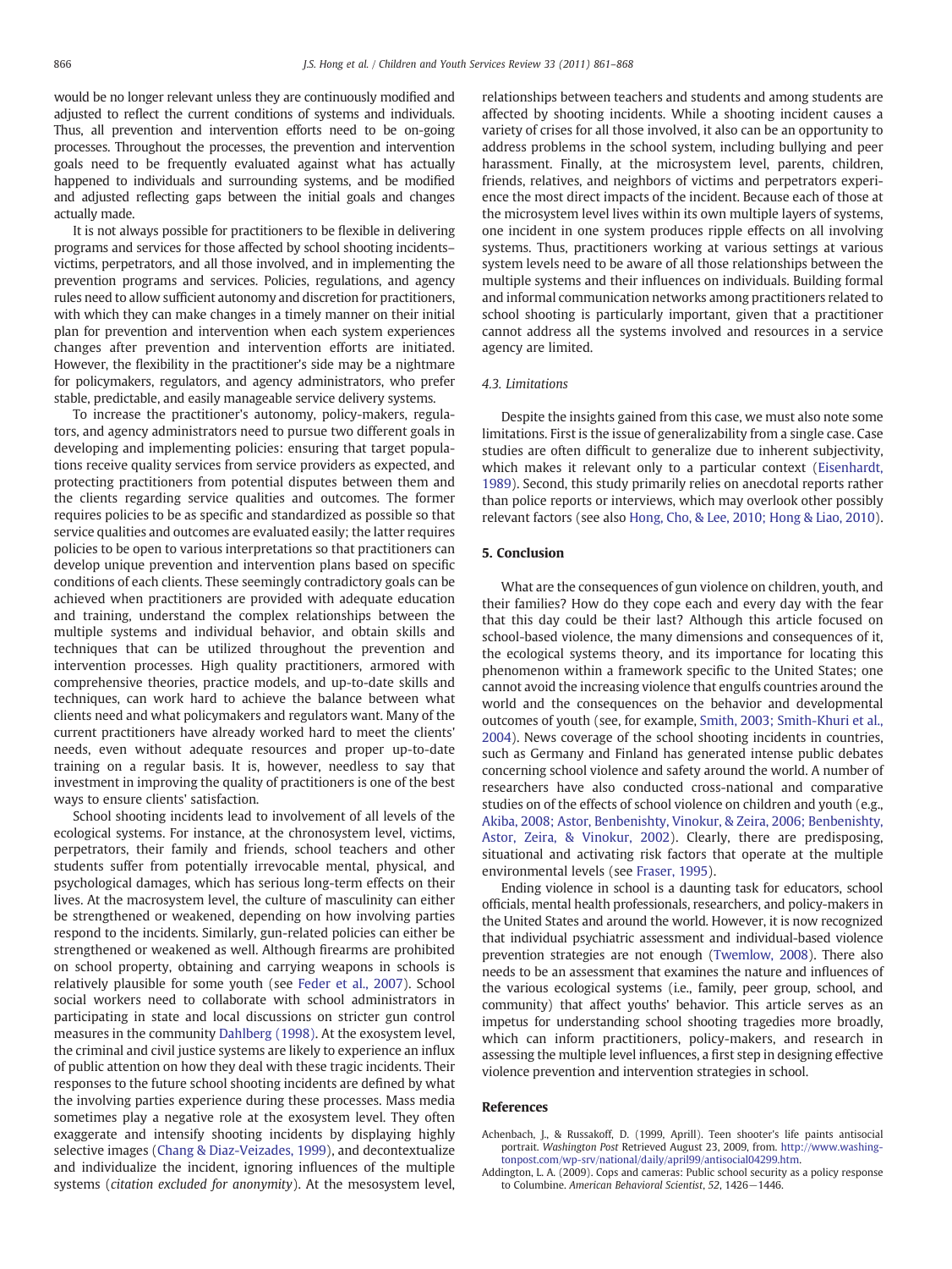would be no longer relevant unless they are continuously modified and adjusted to reflect the current conditions of systems and individuals. Thus, all prevention and intervention efforts need to be on-going processes. Throughout the processes, the prevention and intervention goals need to be frequently evaluated against what has actually happened to individuals and surrounding systems, and be modified and adjusted reflecting gaps between the initial goals and changes actually made.

It is not always possible for practitioners to be flexible in delivering programs and services for those affected by school shooting incidents–victims, perpetrators, and all those involved, and in implementing the prevention programs and services. Policies, regulations, and agency rules need to allow sufficient autonomy and discretion for practitioners, with which they can make changes in a timely manner on their initial plan for prevention and intervention when each system experiences changes after prevention and intervention efforts are initiated. However, the flexibility in the practitioner's side may be a nightmare for policymakers, regulators, and agency administrators, who prefer stable, predictable, and easily manageable service delivery systems.

To increase the practitioner's autonomy, policy-makers, regulators, and agency administrators need to pursue two different goals in developing and implementing policies: ensuring that target populations receive quality services from service providers as expected, and protecting practitioners from potential disputes between them and the clients regarding service qualities and outcomes. The former requires policies to be as specific and standardized as possible so that service qualities and outcomes are evaluated easily; the latter requires policies to be open to various interpretations so that practitioners can develop unique prevention and intervention plans based on specific conditions of each clients. These seemingly contradictory goals can be achieved when practitioners are provided with adequate education and training, understand the complex relationships between the multiple systems and individual behavior, and obtain skills and techniques that can be utilized throughout the prevention and intervention processes. High quality practitioners, armored with comprehensive theories, practice models, and up-to-date skills and techniques, can work hard to achieve the balance between what clients need and what policymakers and regulators want. Many of the current practitioners have already worked hard to meet the clients' needs, even without adequate resources and proper up-to-date training on a regular basis. It is, however, needless to say that investment in improving the quality of practitioners is one of the best ways to ensure clients' satisfaction.

School shooting incidents lead to involvement of all levels of the ecological systems. For instance, at the chronosystem level, victims, perpetrators, their family and friends, school teachers and other students suffer from potentially irrevocable mental, physical, and psychological damages, which has serious long-term effects on their lives. At the macrosystem level, the culture of masculinity can either be strengthened or weakened, depending on how involving parties respond to the incidents. Similarly, gun-related policies can either be strengthened or weakened as well. Although firearms are prohibited on school property, obtaining and carrying weapons in schools is relatively plausible for some youth (see Feder et al., 2007). School social workers need to collaborate with school administrators in participating in state and local discussions on stricter gun control measures in the community Dahlberg (1998). At the exosystem level, the criminal and civil justice systems are likely to experience an influx of public attention on how they deal with these tragic incidents. Their responses to the future school shooting incidents are defined by what the involving parties experience during these processes. Mass media sometimes play a negative role at the exosystem level. They often exaggerate and intensify shooting incidents by displaying highly selective images (Chang & Diaz-Veizades, 1999), and decontextualize and individualize the incident, ignoring influences of the multiple systems (*citation excluded for anonymity*). At the mesosystem level, relationships between teachers and students and among students are affected by shooting incidents. While a shooting incident causes a variety of crises for all those involved, it also can be an opportunity to address problems in the school system, including bullying and peer harassment. Finally, at the microsystem level, parents, children, friends, relatives, and neighbors of victims and perpetrators experience the most direct impacts of the incident. Because each of those at the microsystem level lives within its own multiple layers of systems, one incident in one system produces ripple effects on all involving systems. Thus, practitioners working at various settings at various system levels need to be aware of all those relationships between the multiple systems and their influences on individuals. Building formal and informal communication networks among practitioners related to school shooting is particularly important, given that a practitioner cannot address all the systems involved and resources in a service agency are limited.

### 4.3. Limitations

Despite the insights gained from this case, we must also note some limitations. First is the issue of generalizability from a single case. Case studies are often difficult to generalize due to inherent subjectivity, which makes it relevant only to a particular context (Eisenhardt, 1989). Second, this study primarily relies on anecdotal reports rather than police reports or interviews, which may overlook other possibly relevant factors (see also Hong, Cho, & Lee, 2010; Hong & Liao, 2010).

## 5. Conclusion

What are the consequences of gun violence on children, youth, and their families? How do they cope each and every day with the fear that this day could be their last? Although this article focused on school-based violence, the many dimensions and consequences of it, the ecological systems theory, and its importance for locating this phenomenon within a framework specific to the United States; one cannot avoid the increasing violence that engulfs countries around the world and the consequences on the behavior and developmental outcomes of youth (see, for example, Smith, 2003; Smith-Khuri et al., 2004). News coverage of the school shooting incidents in countries, such as Germany and Finland has generated intense public debates concerning school violence and safety around the world. A number of researchers have also conducted cross-national and comparative studies on of the effects of school violence on children and youth (e.g., Akiba, 2008; Astor, Benbenishty, Vinokur, & Zeira, 2006; Benbenishty, Astor, Zeira, & Vinokur, 2002). Clearly, there are predisposing, situational and activating risk factors that operate at the multiple environmental levels (see Fraser, 1995).

Ending violence in school is a daunting task for educators, school officials, mental health professionals, researchers, and policy-makers in the United States and around the world. However, it is now recognized that individual psychiatric assessment and individual-based violence prevention strategies are not enough (Twemlow, 2008). There also needs to be an assessment that examines the nature and influences of the various ecological systems (i.e., family, peer group, school, and community) that affect youths' behavior. This article serves as an impetus for understanding school shooting tragedies more broadly, which can inform practitioners, policy-makers, and research in assessing the multiple level influences, a first step in designing effective violence prevention and intervention strategies in school.

## References

Achenbach, J., & Russakoff, D. (1999, Aprill). Teen shooter's life paints antisocial portrait. *Washington Post* Retrieved August 23, 2009, from. http://www.washingtonpost.com/wp-srv/national/daily/april99/antisocial04299.htm.

Addington, L. A. (2009). Cops and cameras: Public school security as a policy response to Columbine. *American Behavioral Scientist*, *52*, 1426−1446.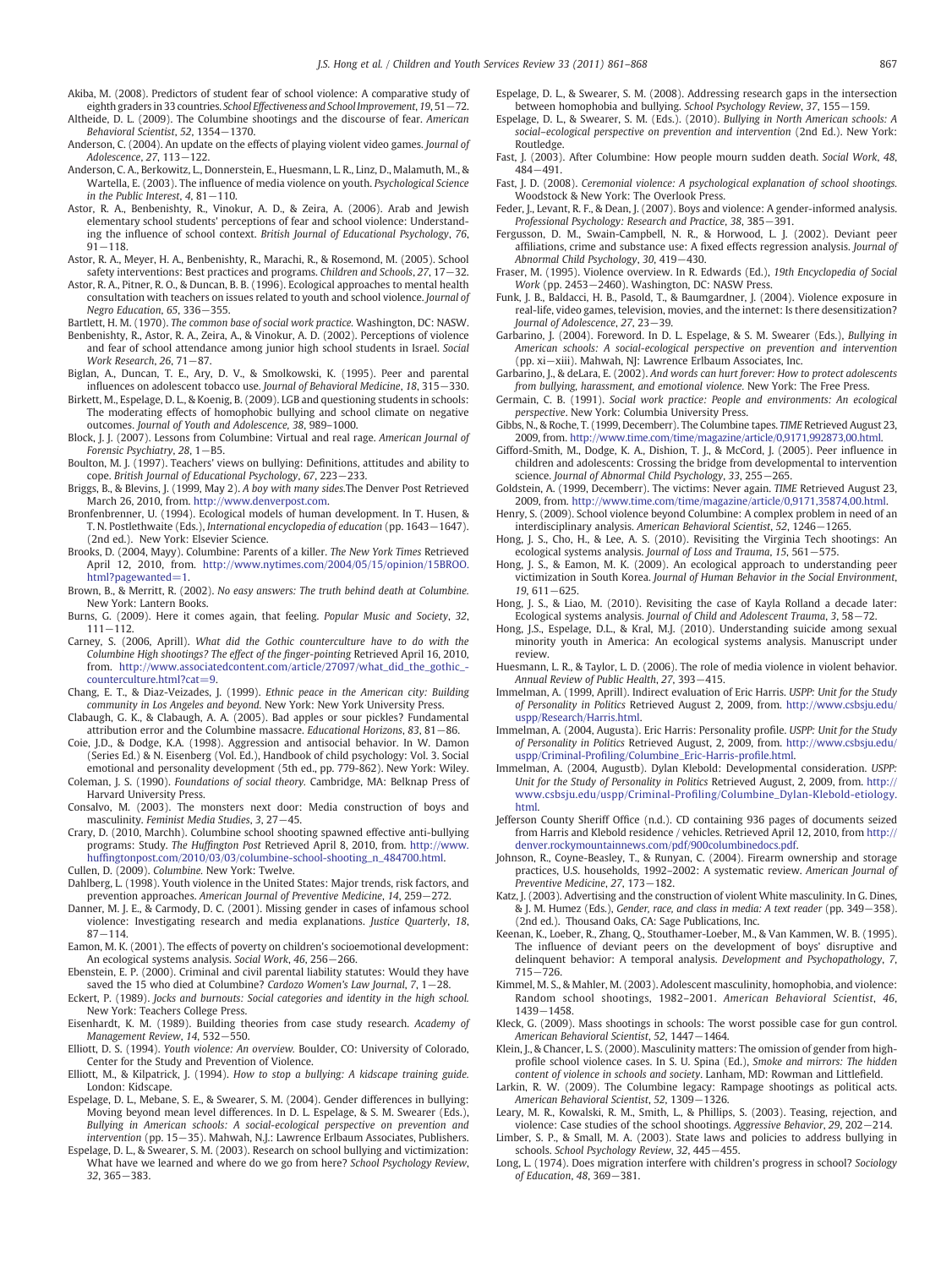Akiba, M. (2008). Predictors of student fear of school violence: A comparative study of eighth graders in 33 countries. *School Effectiveness and School Improvement*, *19*, 51−72.

Altheide, D. L. (2009). The Columbine shootings and the discourse of fear. *American Behavioral Scientist*, *52*, 1354−1370.

Anderson, C. (2004). An update on the effects of playing violent video games. *Journal of Adolescence*, *27*, 113−122.

Anderson, C. A., Berkowitz, L., Donnerstein, E., Huesmann, L. R., Linz, D., Malamuth, M., & Wartella, E. (2003). The influence of media violence on youth. *Psychological Science in the Public Interest*, *4*, 81−110.

Astor, R. A., Benbenishty, R., Vinokur, A. D., & Zeira, A. (2006). Arab and Jewish elementary school students' perceptions of fear and school violence: Understanding the influence of school context. *British Journal of Educational Psychology*, *76*, 91−118.

Astor, R. A., Meyer, H. A., Benbenishty, R., Marachi, R., & Rosemond, M. (2005). School safety interventions: Best practices and programs. *Children and Schools*, *27*, 17−32.

Astor, R. A., Pitner, R. O., & Duncan, B. B. (1996). Ecological approaches to mental health consultation with teachers on issues related to youth and school violence. *Journal of Negro Education*, *65*, 336−355.

Bartlett, H. M. (1970). *The common base of social work practice*. Washington, DC: NASW.

Benbenishty, R., Astor, R. A., Zeira, A., & Vinokur, A. D. (2002). Perceptions of violence and fear of school attendance among junior high school students in Israel. *Social Work Research*, *26*, 71−87.

Biglan, A., Duncan, T. E., Ary, D. V., & Smolkowski, K. (1995). Peer and parental influences on adolescent tobacco use. *Journal of Behavioral Medicine*, *18*, 315−330.

Birkett, M., Espelage, D. L., & Koenig, B. (2009). LGB and questioning students in schools: The moderating effects of homophobic bullying and school climate on negative outcomes. *Journal of Youth and Adolescence*, *38*, 989–1000.

Block, J. J. (2007). Lessons from Columbine: Virtual and real rage. *American Journal of Forensic Psychiatry*, *28*, 1−B5.

Boulton, M. J. (1997). Teachers' views on bullying: Definitions, attitudes and ability to cope. *British Journal of Educational Psychology*, *67*, 223−233.

Briggs, B., & Blevins, J. (1999, May 2). *A boy with many sides*.The Denver Post Retrieved March 26, 2010, from. http://www.denverpost.com.

Bronfenbrenner, U. (1994). Ecological models of human development. In T. Husen, & T. N. Postlethwaite (Eds.), *International encyclopedia of education* (pp. 1643−1647). (2nd ed.). New York: Elsevier Science.

Brooks, D. (2004, Mayy). Columbine: Parents of a killer. *The New York Times* Retrieved April 12, 2010, from. http://www.nytimes.com/2004/05/15/opinion/15BROO.html?pagewanted=1.

Brown, B., & Merritt, R. (2002). *No easy answers: The truth behind death at Columbine*. New York: Lantern Books.

Burns, G. (2009). Here it comes again, that feeling. *Popular Music and Society*, *32*, 111−112.

Carney, S. (2006, Aprill). *What did the Gothic counterculture have to do with the Columbine High shootings? The effect of the finger-pointing* Retrieved April 16, 2010, from. http://www.associatedcontent.com/article/27097/what_did_the_gothic_-counterculture.html?cat=9.

Chang, E. T., & Diaz-Veizades, J. (1999). *Ethnic peace in the American city: Building community in Los Angeles and beyond*. New York: New York University Press.

Clabaugh, G. K., & Clabaugh, A. A. (2005). Bad apples or sour pickles? Fundamental attribution error and the Columbine massacre. *Educational Horizons*, *83*, 81−86.

Coie, J.D., & Dodge, K.A. (1998). Aggression and antisocial behavior. In W. Damon (Series Ed.) & N. Eisenberg (Vol. Ed.), Handbook of child psychology: Vol. 3. Social emotional and personality development (5th ed., pp. 779-862). New York: Wiley.

Coleman, J. S. (1990). *Foundations of social theory*. Cambridge, MA: Belknap Press of Harvard University Press.

Consalvo, M. (2003). The monsters next door: Media construction of boys and masculinity. *Feminist Media Studies*, *3*, 27−45.

Crary, D. (2010, Marchh). Columbine school shooting spawned effective anti-bullying programs: Study. *The Huffington Post* Retrieved April 8, 2010, from. http://www.huffingtonpost.com/2010/03/03/columbine-school-shooting_n_484700.html.

Cullen, D. (2009). *Columbine*. New York: Twelve.

Dahlberg, L. (1998). Youth violence in the United States: Major trends, risk factors, and prevention approaches. *American Journal of Preventive Medicine*, *14*, 259−272.

Danner, M. J. E., & Carmody, D. C. (2001). Missing gender in cases of infamous school violence: Investigating research and media explanations. *Justice Quarterly*, *18*, 87−114.

Eamon, M. K. (2001). The effects of poverty on children's socioemotional development: An ecological systems analysis. *Social Work*, *46*, 256−266.

Ebenstein, E. P. (2000). Criminal and civil parental liability statutes: Would they have saved the 15 who died at Columbine? *Cardozo Women's Law Journal*, *7*, 1−28.

Eckert, P. (1989). *Jocks and burnouts: Social categories and identity in the high school*. New York: Teachers College Press.

Eisenhardt, K. M. (1989). Building theories from case study research. *Academy of Management Review*, *14*, 532−550.

Elliott, D. S. (1994). *Youth violence: An overview*. Boulder, CO: University of Colorado, Center for the Study and Prevention of Violence.

Elliott, M., & Kilpatrick, J. (1994). *How to stop a bullying: A kidscape training guide*. London: Kidscape.

Espelage, D. L., Mebane, S. E., & Swearer, S. M. (2004). Gender differences in bullying: Moving beyond mean level differences. In D. L. Espelage, & S. M. Swearer (Eds.), *Bullying in American schools: A social-ecological perspective on prevention and intervention* (pp. 15−35). Mahwah, N.J.: Lawrence Erlbaum Associates, Publishers.

Espelage, D. L., & Swearer, S. M. (2003). Research on school bullying and victimization: What have we learned and where do we go from here? *School Psychology Review*, *32*, 365−383.

Espelage, D. L., & Swearer, S. M. (2008). Addressing research gaps in the intersection between homophobia and bullying. *School Psychology Review*, *37*, 155−159.

Espelage, D. L., & Swearer, S. M. (Eds.). (2010). *Bullying in North American schools: A social–ecological perspective on prevention and intervention* (2nd Ed.). New York: Routledge.

Fast, J. (2003). After Columbine: How people mourn sudden death. *Social Work*, *48*, 484−491.

Fast, J. D. (2008). *Ceremonial violence: A psychological explanation of school shootings*. Woodstock & New York: The Overlook Press.

Feder, J., Levant, R. F., & Dean, J. (2007). Boys and violence: A gender-informed analysis. *Professional Psychology: Research and Practice*, *38*, 385−391.

Fergusson, D. M., Swain-Campbell, N. R., & Horwood, L. J. (2002). Deviant peer affiliations, crime and substance use: A fixed effects regression analysis. *Journal of Abnormal Child Psychology*, *30*, 419−430.

Fraser, M. (1995). Violence overview. In R. Edwards (Ed.), *19th Encyclopedia of Social Work* (pp. 2453−2460). Washington, DC: NASW Press.

Funk, J. B., Baldacci, H. B., Pasold, T., & Baumgardner, J. (2004). Violence exposure in real-life, video games, television, movies, and the internet: Is there desensitization? *Journal of Adolescence*, *27*, 23−39.

Garbarino, J. (2004). Foreword. In D. L. Espelage, & S. M. Swearer (Eds.), *Bullying in American schools: A social-ecological perspective on prevention and intervention* (pp. xi−xiii). Mahwah, NJ: Lawrence Erlbaum Associates, Inc.

Garbarino, J., & deLara, E. (2002). *And words can hurt forever: How to protect adolescents from bullying, harassment, and emotional violence*. New York: The Free Press.

Germain, C. B. (1991). *Social work practice: People and environments: An ecological perspective*. New York: Columbia University Press.

Gibbs, N., & Roche, T. (1999, Decemberr). The Columbine tapes. *TIME* Retrieved August 23, 2009, from. http://www.time.com/time/magazine/article/0,9171,992873,00.html.

Gifford-Smith, M., Dodge, K. A., Dishion, T. J., & McCord, J. (2005). Peer influence in children and adolescents: Crossing the bridge from developmental to intervention science. *Journal of Abnormal Child Psychology*, *33*, 255−265.

Goldstein, A. (1999, Decemberr). The victims: Never again. *TIME* Retrieved August 23, 2009, from. http://www.time.com/time/magazine/article/0,9171,35874,00.html.

Henry, S. (2009). School violence beyond Columbine: A complex problem in need of an interdisciplinary analysis. *American Behavioral Scientist*, *52*, 1246−1265.

Hong, J. S., Cho, H., & Lee, A. S. (2010). Revisiting the Virginia Tech shootings: An ecological systems analysis. *Journal of Loss and Trauma*, *15*, 561−575.

Hong, J. S., & Eamon, M. K. (2009). An ecological approach to understanding peer victimization in South Korea. *Journal of Human Behavior in the Social Environment*, *19*, 611−625.

Hong, J. S., & Liao, M. (2010). Revisiting the case of Kayla Rolland a decade later: Ecological systems analysis. *Journal of Child and Adolescent Trauma*, *3*, 58−72.

Hong, J.S., Espelage, D.L., & Kral, M.J. (2010). Understanding suicide among sexual minority youth in America: An ecological systems analysis. Manuscript under review.

Huesmann, L. R., & Taylor, L. D. (2006). The role of media violence in violent behavior. *Annual Review of Public Health*, *27*, 393−415.

Immelman, A. (1999, Aprill). Indirect evaluation of Eric Harris. *USPP: Unit for the Study of Personality in Politics* Retrieved August 2, 2009, from. http://www.csbsju.edu/uspp/Research/Harris.html.

Immelman, A. (2004, Augusta). Eric Harris: Personality profile. *USPP: Unit for the Study of Personality in Politics* Retrieved August, 2, 2009, from. http://www.csbsju.edu/uspp/Criminal-Profiling/Columbine_Eric-Harris-profile.html.

Immelman, A. (2004, Augustb). Dylan Klebold: Developmental consideration. *USPP: Unit for the Study of Personality in Politics* Retrieved August, 2, 2009, from. http://www.csbsju.edu/uspp/Criminal-Profiling/Columbine_Dylan-Klebold-etiology.html.

Jefferson County Sheriff Office (n.d.). CD containing 936 pages of documents seized from Harris and Klebold residence / vehicles. Retrieved April 12, 2010, from http://denver.rockymountainnews.com/pdf/900columbinedocs.pdf.

Johnson, R., Coyne-Beasley, T., & Runyan, C. (2004). Firearm ownership and storage practices, U.S. households, 1992–2002: A systematic review. *American Journal of Preventive Medicine*, *27*, 173−182.

Katz, J. (2003). Advertising and the construction of violent White masculinity. In G. Dines, & J. M. Humez (Eds.), *Gender, race, and class in media: A text reader* (pp. 349−358). (2nd ed.). Thousand Oaks, CA: Sage Publications, Inc.

Keenan, K., Loeber, R., Zhang, Q., Stouthamer-Loeber, M., & Van Kammen, W. B. (1995). The influence of deviant peers on the development of boys' disruptive and delinquent behavior: A temporal analysis. *Development and Psychopathology*, *7*, 715−726.

Kimmel, M. S., & Mahler, M. (2003). Adolescent masculinity, homophobia, and violence: Random school shootings, 1982–2001. *American Behavioral Scientist*, *46*, 1439−1458.

Kleck, G. (2009). Mass shootings in schools: The worst possible case for gun control. *American Behavioral Scientist*, *52*, 1447−1464.

Klein, J., & Chancer, L. S. (2000). Masculinity matters: The omission of gender from high-profile school violence cases. In S. U. Spina (Ed.), *Smoke and mirrors: The hidden content of violence in schools and society*. Lanham, MD: Rowman and Littlefield.

Larkin, R. W. (2009). The Columbine legacy: Rampage shootings as political acts. *American Behavioral Scientist*, *52*, 1309−1326.

Leary, M. R., Kowalski, R. M., Smith, L., & Phillips, S. (2003). Teasing, rejection, and violence: Case studies of the school shootings. *Aggressive Behavior*, *29*, 202−214.

Limber, S. P., & Small, M. A. (2003). State laws and policies to address bullying in schools. *School Psychology Review*, *32*, 445−455.

Long, L. (1974). Does migration interfere with children's progress in school? *Sociology of Education*, *48*, 369−381.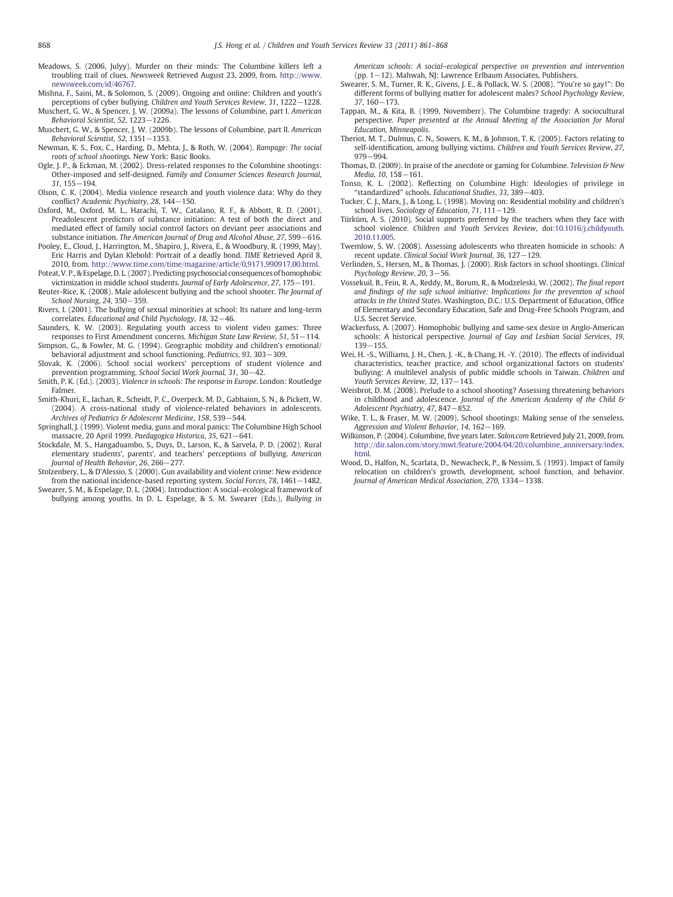Meadows, S. (2006, Julyy). Murder on their minds: The Columbine killers left a troubling trail of clues. *Newsweek* Retrieved August 23, 2009, from. http://www.newsweek.com/id/46767.

Mishna, F., Saini, M., & Solomon, S. (2009). Ongoing and online: Children and youth's perceptions of cyber bullying. *Children and Youth Services Review*, *31*, 1222−1228.

Muschert, G. W., & Spencer, J. W. (2009a). The lessons of Columbine, part I. *American Behavioral Scientist*, *52*, 1223−1226.

Muschert, G. W., & Spencer, J. W. (2009b). The lessons of Columbine, part II. *American Behavioral Scientist*, *52*, 1351−1353.

Newman, K. S., Fox, C., Harding, D., Mehta, J., & Roth, W. (2004). *Rampage: The social roots of school shootings*. New York: Basic Books.

Ogle, J. P., & Eckman, M. (2002). Dress-related responses to the Columbine shootings: Other-imposed and self-designed. *Family and Consumer Sciences Research Journal*, *31*, 155−194.

Olson, C. K. (2004). Media violence research and youth violence data: Why do they conflict? *Academic Psychiatry*, *28*, 144−150.

Oxford, M., Oxford, M. L., Harachi, T. W., Catalano, R. F., & Abbott, R. D. (2001). Preadolescent predictors of substance initiation: A test of both the direct and mediated effect of family social control factors on deviant peer associations and substance initiation. *The American Journal of Drug and Alcohol Abuse*, *27*, 599−616.

Pooley, E., Cloud, J., Harrington, M., Shapiro, J., Rivera, E., & Woodbury, R. (1999, May). Eric Harris and Dylan Klebold: Portrait of a deadly bond. *TIME* Retrieved April 8, 2010, from. http://www.time.com/time/magazine/article/0,9171,990917,00.html.

Poteat, V. P., & Espelage, D. L. (2007). Predicting psychosocial consequences of homophobic victimization in middle school students. *Journal of Early Adolescence*, *27*, 175−191.

Reuter-Rice, K. (2008). Male adolescent bullying and the school shooter. *The Journal of School Nursing*, *24*, 350−359.

Rivers, I. (2001). The bullying of sexual minorities at school: Its nature and long-term correlates. *Educational and Child Psychology*, *18*, 32−46.

Saunders, K. W. (2003). Regulating youth access to violent video games: Three responses to First Amendment concerns. *Michigan State Law Review*, *51*, 51−114.

Simpson, G., & Fowler, M. G. (1994). Geographic mobility and children's emotional/behavioral adjustment and school functioning. *Pediatrics*, *93*, 303−309.

Slovak, K. (2006). School social workers' perceptions of student violence and prevention programming. *School Social Work Journal*, *31*, 30−42.

Smith, P. K. (Ed.). (2003). *Violence in schools: The response in Europe*. London: Routledge Falmer.

Smith-Khuri, E., Iachan, R., Scheidt, P. C., Overpeck, M. D., Gabhainn, S. N., & Pickett, W. (2004). A cross-national study of violence-related behaviors in adolescents. *Archives of Pediatrics & Adolescent Medicine*, *158*, 539−544.

Springhall, J. (1999). Violent media, guns and moral panics: The Columbine High School massacre, 20 April 1999. *Paedagogica Historica*, *35*, 621−641.

Stockdale, M. S., Hangaduambo, S., Duys, D., Larson, K., & Sarvela, P. D. (2002). Rural elementary students', parents', and teachers' perceptions of bullying. *American Journal of Health Behavior*, *26*, 266−277.

Stolzenbery, L., & D'Alessio, S. (2000). Gun availability and violent crime: New evidence from the national incidence-based reporting system. *Social Forces*, *78*, 1461−1482.

Swearer, S. M., & Espelage, D. L. (2004). Introduction: A social–ecological framework of bullying among youths. In D. L. Espelage, & S. M. Swearer (Eds.), *Bullying in American schools: A social–ecological perspective on prevention and intervention* (pp. 1−12). Mahwah, NJ: Lawrence Erlbaum Associates, Publishers.

Swearer, S. M., Turner, R. K., Givens, J. E., & Pollack, W. S. (2008). "You're so gay!": Do different forms of bullying matter for adolescent males? *School Psychology Review*, *37*, 160−173.

Tappan, M., & Kita, B. (1999, Novemberr). The Columbine tragedy: A sociocultural perspective. *Paper presented at the Annual Meeting of the Association for Moral Education, Minneapolis*.

Theriot, M. T., Dulmus, C. N., Sowers, K. M., & Johnson, T. K. (2005). Factors relating to self-identification, among bullying victims. *Children and Youth Services Review*, *27*, 979−994.

Thomas, D. (2009). In praise of the anecdote or gaming for Columbine. *Television & New Media*, *10*, 158−161.

Tonso, K. L. (2002). Reflecting on Columbine High: Ideologies of privilege in "standardized" schools. *Educational Studies*, *33*, 389−403.

Tucker, C. J., Marx, J., & Long, L. (1998). Moving on: Residential mobility and children's school lives. *Sociology of Education*, *71*, 111−129.

Türküm, A. S. (2010). Social supports preferred by the teachers when they face with school violence. *Children and Youth Services Review*, doi:10.1016/j.childyouth.2010.11.005.

Twemlow, S. W. (2008). Assessing adolescents who threaten homicide in schools: A recent update. *Clinical Social Work Journal*, *36*, 127−129.

Verlinden, S., Hersen, M., & Thomas, J. (2000). Risk factors in school shootings. *Clinical Psychology Review*, *20*, 3−56.

Vossekuil, B., Fein, R. A., Reddy, M., Borum, R., & Modzeleski, W. (2002). *The final report and findings of the safe school initiative: Implications for the prevention of school attacks in the United States*. Washington, D.C.: U.S. Department of Education, Office of Elementary and Secondary Education, Safe and Drug-Free Schools Program, and U.S. Secret Service.

Wackerfuss, A. (2007). Homophobic bullying and same-sex desire in Anglo-American schools: A historical perspective. *Journal of Gay and Lesbian Social Services*, *19*, 139−155.

Wei, H. -S., Williams, J. H., Chen, J. -K., & Chang, H. -Y. (2010). The effects of individual characteristics, teacher practice, and school organizational factors on students' bullying: A multilevel analysis of public middle schools in Taiwan. *Children and Youth Services Review*, *32*, 137−143.

Weisbrot, D. M. (2008). Prelude to a school shooting? Assessing threatening behaviors in childhood and adolescence. *Journal of the American Academy of the Child & Adolescent Psychiatry*, *47*, 847−852.

Wike, T. L., & Fraser, M. W. (2009). School shootings: Making sense of the senseless. *Aggression and Violent Behavior*, *14*, 162−169.

Wilkinson, P. (2004). Columbine, five years later. *Salon.com* Retrieved July 21, 2009, from. http://dir.salon.com/story/mwt/feature/2004/04/20/columbine_anniversary/index.html.

Wood, D., Halfon, N., Scarlata, D., Newacheck, P., & Nessim, S. (1993). Impact of family relocation on children's growth, development, school function, and behavior. *Journal of American Medical Association*, *270*, 1334−1338.